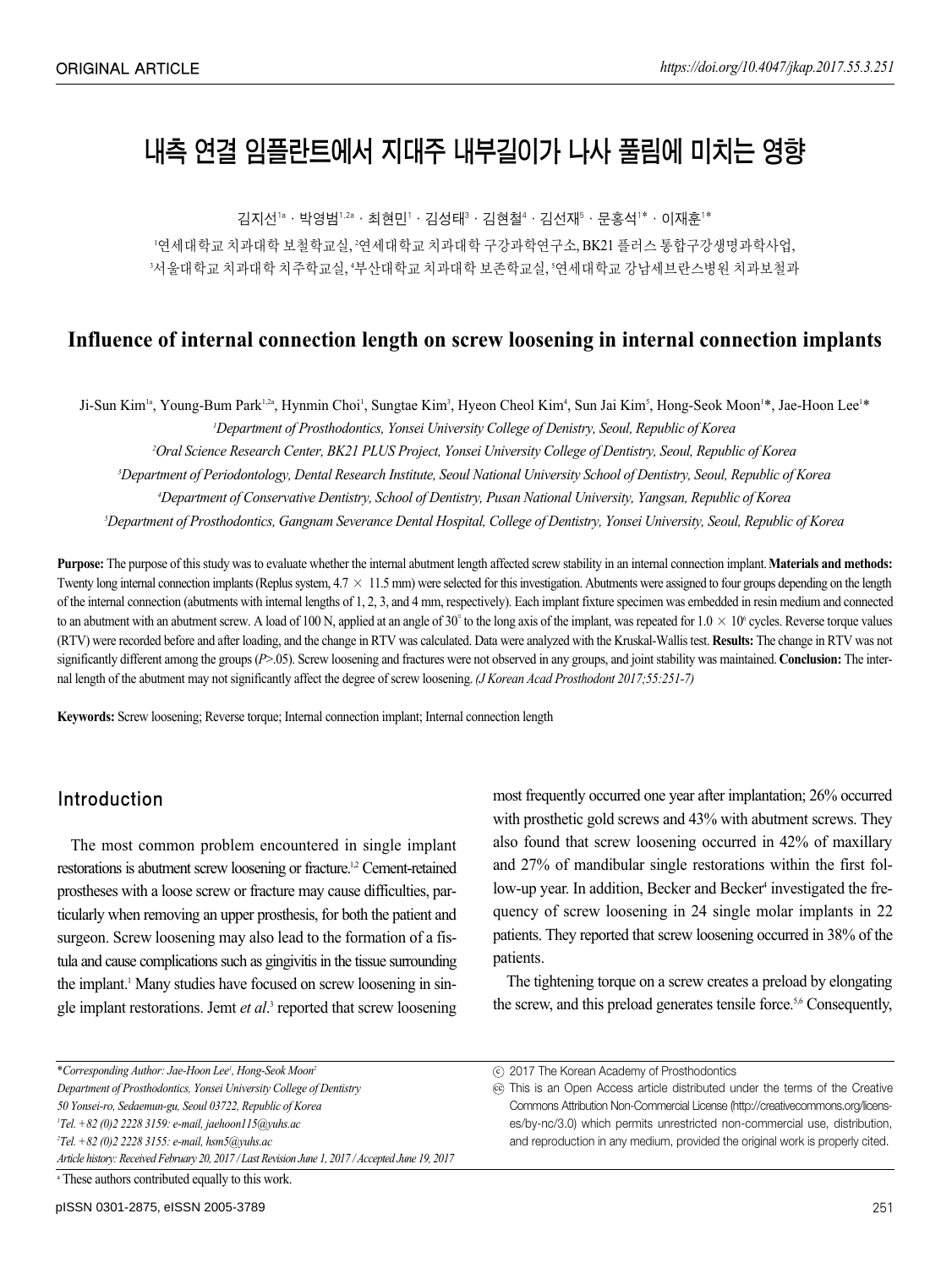ORIGINAL ARTICLE

https://doi.org/10.4047/jkap.2017.55.3.251

# 내측 연결 임플란트에서 지대주 내부길이가 나사 풀림에 미치는 영향

김지선[1a] · 박영범[1,2a] · 최현민[1] · 김성태[3] · 김현철[4] · 김선재[5] · 문홍석[1]* · 이재훈[1]*

[1]연세대학교 치과대학 보철학교실, [2]연세대학교 치과대학 구강과학연구소, BK21 플러스 통합구강생명과학사업, [3]서울대학교 치과대학 치주학교실, [4]부산대학교 치과대학 보존학교실, [5]연세대학교 강남세브란스병원 치과보철과

## Influence of internal connection length on screw loosening in internal connection implants

Ji-Sun Kim[1a], Young-Bum Park[1,2a], Hynmin Choi[1], Sungtae Kim[3], Hyeon Cheol Kim[4], Sun Jai Kim[5], Hong-Seok Moon[1]*, Jae-Hoon Lee[1]*

[1]*Department of Prosthodontics, Yonsei University College of Denistry, Seoul, Republic of Korea*

[2]*Oral Science Research Center, BK21 PLUS Project, Yonsei University College of Dentistry, Seoul, Republic of Korea*

[3]*Department of Periodontology, Dental Research Institute, Seoul National University School of Dentistry, Seoul, Republic of Korea*

[4]*Department of Conservative Dentistry, School of Dentistry, Pusan National University, Yangsan, Republic of Korea*

[5]*Department of Prosthodontics, Gangnam Severance Dental Hospital, College of Dentistry, Yonsei University, Seoul, Republic of Korea*

**Purpose:** The purpose of this study was to evaluate whether the internal abutment length affected screw stability in an internal connection implant. **Materials and methods:** Twenty long internal connection implants (Replus system, 4.7 × 11.5 mm) were selected for this investigation. Abutments were assigned to four groups depending on the length of the internal connection (abutments with internal lengths of 1, 2, 3, and 4 mm, respectively). Each implant fixture specimen was embedded in resin medium and connected to an abutment with an abutment screw. A load of 100 N, applied at an angle of 30° to the long axis of the implant, was repeated for $1.0 \times 10^6$ cycles. Reverse torque values (RTV) were recorded before and after loading, and the change in RTV was calculated. Data were analyzed with the Kruskal-Wallis test. **Results:** The change in RTV was not significantly different among the groups ($P$>.05). Screw loosening and fractures were not observed in any groups, and joint stability was maintained. **Conclusion:** The internal length of the abutment may not significantly affect the degree of screw loosening. *(J Korean Acad Prosthodont 2017;55:251-7)*

**Keywords:** Screw loosening; Reverse torque; Internal connection implant; Internal connection length

## Introduction

The most common problem encountered in single implant restorations is abutment screw loosening or fracture.[1,2] Cement-retained prostheses with a loose screw or fracture may cause difficulties, particularly when removing an upper prosthesis, for both the patient and surgeon. Screw loosening may also lead to the formation of a fistula and cause complications such as gingivitis in the tissue surrounding the implant.[1] Many studies have focused on screw loosening in single implant restorations. Jemt *et al*.[3] reported that screw loosening most frequently occurred one year after implantation; 26% occurred with prosthetic gold screws and 43% with abutment screws. They also found that screw loosening occurred in 42% of maxillary and 27% of mandibular single restorations within the first follow-up year. In addition, Becker and Becker[4] investigated the frequency of screw loosening in 24 single molar implants in 22 patients. They reported that screw loosening occurred in 38% of the patients.

The tightening torque on a screw creates a preload by elongating the screw, and this preload generates tensile force.[5,6] Consequently,

*Corresponding Author: Jae-Hoon Lee[1], Hong-Seok Moon[2]
Department of Prosthodontics, Yonsei University College of Dentistry
50 Yonsei-ro, Sedaemun-gu, Seoul 03722, Republic of Korea
[1]Tel. +82 (0)2 2228 3159: e-mail, jaehoon115@yuhs.ac
[2]Tel. +82 (0)2 2228 3155: e-mail, hsm5@yuhs.ac
Article history: Received February 20, 2017 / Last Revision June 1, 2017 / Accepted June 19, 2017

ⓒ 2017 The Korean Academy of Prosthodontics
This is an Open Access article distributed under the terms of the Creative Commons Attribution Non-Commercial License (http://creativecommons.org/licenses/by-nc/3.0) which permits unrestricted non-commercial use, distribution, and reproduction in any medium, provided the original work is properly cited.

[a] These authors contributed equally to this work.

pISSN 0301-2875, eISSN 2005-3789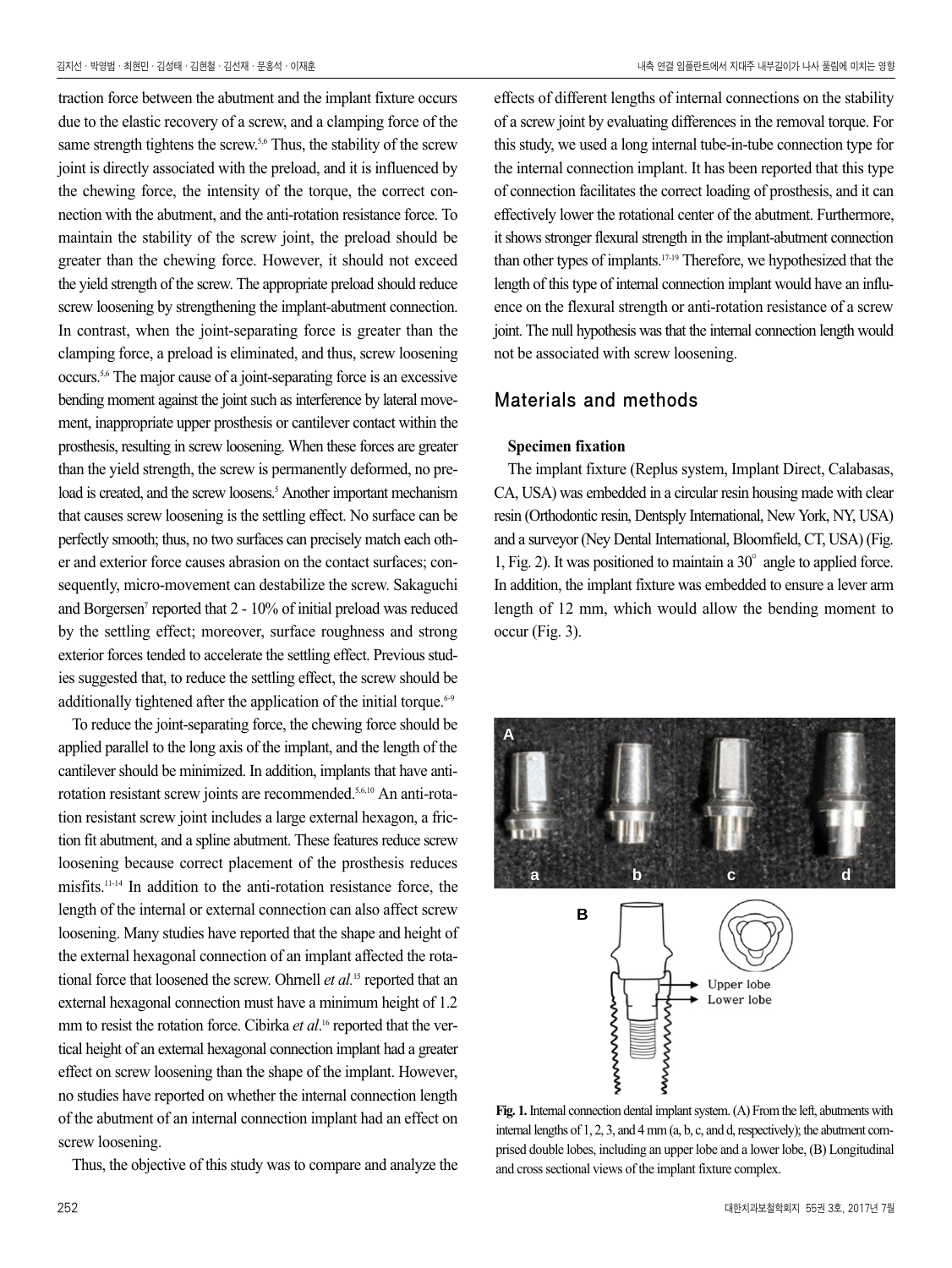traction force between the abutment and the implant fixture occurs due to the elastic recovery of a screw, and a clamping force of the same strength tightens the screw.[5,6] Thus, the stability of the screw joint is directly associated with the preload, and it is influenced by the chewing force, the intensity of the torque, the correct connection with the abutment, and the anti-rotation resistance force. To maintain the stability of the screw joint, the preload should be greater than the chewing force. However, it should not exceed the yield strength of the screw. The appropriate preload should reduce screw loosening by strengthening the implant-abutment connection. In contrast, when the joint-separating force is greater than the clamping force, a preload is eliminated, and thus, screw loosening occurs.[5,6] The major cause of a joint-separating force is an excessive bending moment against the joint such as interference by lateral movement, inappropriate upper prosthesis or cantilever contact within the prosthesis, resulting in screw loosening. When these forces are greater than the yield strength, the screw is permanently deformed, no preload is created, and the screw loosens.[5] Another important mechanism that causes screw loosening is the settling effect. No surface can be perfectly smooth; thus, no two surfaces can precisely match each other and exterior force causes abrasion on the contact surfaces; consequently, micro-movement can destabilize the screw. Sakaguchi and Borgersen[7] reported that 2 - 10% of initial preload was reduced by the settling effect; moreover, surface roughness and strong exterior forces tended to accelerate the settling effect. Previous studies suggested that, to reduce the settling effect, the screw should be additionally tightened after the application of the initial torque.[6-9]

To reduce the joint-separating force, the chewing force should be applied parallel to the long axis of the implant, and the length of the cantilever should be minimized. In addition, implants that have anti-rotation resistant screw joints are recommended.[5,6,10] An anti-rotation resistant screw joint includes a large external hexagon, a friction fit abutment, and a spline abutment. These features reduce screw loosening because correct placement of the prosthesis reduces misfits.[11-14] In addition to the anti-rotation resistance force, the length of the internal or external connection can also affect screw loosening. Many studies have reported that the shape and height of the external hexagonal connection of an implant affected the rotational force that loosened the screw. Ohrnell *et al.*[15] reported that an external hexagonal connection must have a minimum height of 1.2 mm to resist the rotation force. Cibirka *et al*.[16] reported that the vertical height of an external hexagonal connection implant had a greater effect on screw loosening than the shape of the implant. However, no studies have reported on whether the internal connection length of the abutment of an internal connection implant had an effect on screw loosening.

Thus, the objective of this study was to compare and analyze the effects of different lengths of internal connections on the stability of a screw joint by evaluating differences in the removal torque. For this study, we used a long internal tube-in-tube connection type for the internal connection implant. It has been reported that this type of connection facilitates the correct loading of prosthesis, and it can effectively lower the rotational center of the abutment. Furthermore, it shows stronger flexural strength in the implant-abutment connection than other types of implants.[17-19] Therefore, we hypothesized that the length of this type of internal connection implant would have an influence on the flexural strength or anti-rotation resistance of a screw joint. The null hypothesis was that the internal connection length would not be associated with screw loosening.

## Materials and methods

### Specimen fixation

The implant fixture (Replus system, Implant Direct, Calabasas, CA, USA) was embedded in a circular resin housing made with clear resin (Orthodontic resin, Dentsply International, New York, NY, USA) and a surveyor (Ney Dental International, Bloomfield, CT, USA) (Fig. 1, Fig. 2). It was positioned to maintain a 30° angle to applied force. In addition, the implant fixture was embedded to ensure a lever arm length of 12 mm, which would allow the bending moment to occur (Fig. 3).

**Fig. 1.** Internal connection dental implant system. (A) From the left, abutments with internal lengths of 1, 2, 3, and 4 mm (a, b, c, and d, respectively); the abutment comprised double lobes, including an upper lobe and a lower lobe, (B) Longitudinal and cross sectional views of the implant fixture complex.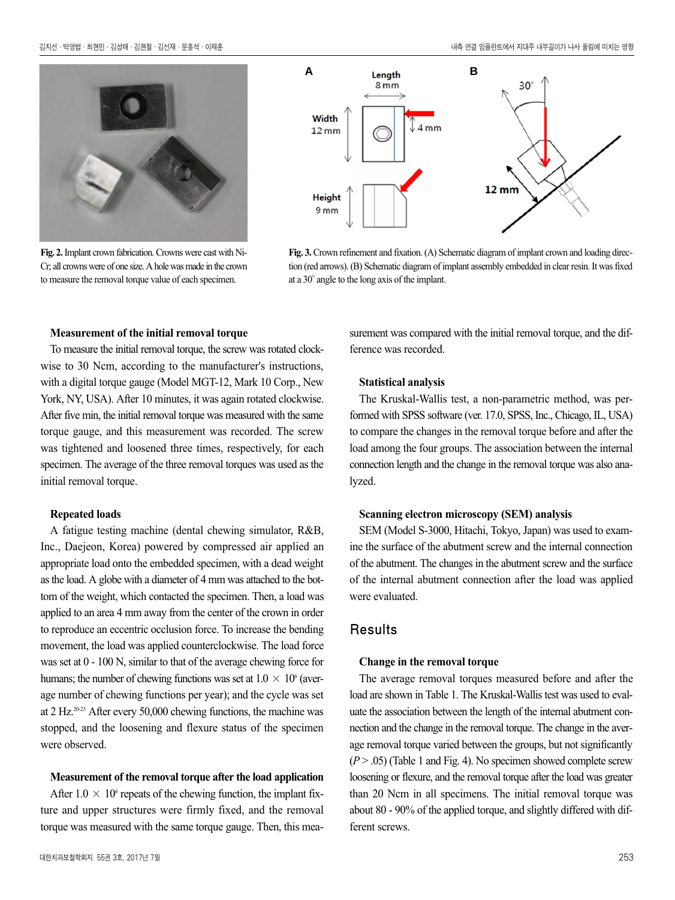Fig. 2. Implant crown fabrication. Crowns were cast with Ni-Cr; all crowns were of one size. A hole was made in the crown to measure the removal torque value of each specimen.

Fig. 3. Crown refinement and fixation. (A) Schematic diagram of implant crown and loading direction (red arrows). (B) Schematic diagram of implant assembly embedded in clear resin. It was fixed at a 30° angle to the long axis of the implant.

#### Measurement of the initial removal torque

To measure the initial removal torque, the screw was rotated clockwise to 30 Ncm, according to the manufacturer's instructions, with a digital torque gauge (Model MGT-12, Mark 10 Corp., New York, NY, USA). After 10 minutes, it was again rotated clockwise. After five min, the initial removal torque was measured with the same torque gauge, and this measurement was recorded. The screw was tightened and loosened three times, respectively, for each specimen. The average of the three removal torques was used as the initial removal torque.

#### Repeated loads

A fatigue testing machine (dental chewing simulator, R&B, Inc., Daejeon, Korea) powered by compressed air applied an appropriate load onto the embedded specimen, with a dead weight as the load. A globe with a diameter of 4 mm was attached to the bottom of the weight, which contacted the specimen. Then, a load was applied to an area 4 mm away from the center of the crown in order to reproduce an eccentric occlusion force. To increase the bending movement, the load was applied counterclockwise. The load force was set at 0 - 100 N, similar to that of the average chewing force for humans; the number of chewing functions was set at $1.0 \times 10^6$ (average number of chewing functions per year); and the cycle was set at 2 Hz.[20-23] After every 50,000 chewing functions, the machine was stopped, and the loosening and flexure status of the specimen were observed.

#### Measurement of the removal torque after the load application

After $1.0 \times 10^6$ repeats of the chewing function, the implant fixture and upper structures were firmly fixed, and the removal torque was measured with the same torque gauge. Then, this measurement was compared with the initial removal torque, and the difference was recorded.

#### Statistical analysis

The Kruskal-Wallis test, a non-parametric method, was performed with SPSS software (ver. 17.0, SPSS, Inc., Chicago, IL, USA) to compare the changes in the removal torque before and after the load among the four groups. The association between the internal connection length and the change in the removal torque was also analyzed.

#### Scanning electron microscopy (SEM) analysis

SEM (Model S-3000, Hitachi, Tokyo, Japan) was used to examine the surface of the abutment screw and the internal connection of the abutment. The changes in the abutment screw and the surface of the internal abutment connection after the load was applied were evaluated.

## Results

#### Change in the removal torque

The average removal torques measured before and after the load are shown in Table 1. The Kruskal-Wallis test was used to evaluate the association between the length of the internal abutment connection and the change in the removal torque. The change in the average removal torque varied between the groups, but not significantly ($P > .05$) (Table 1 and Fig. 4). No specimen showed complete screw loosening or flexure, and the removal torque after the load was greater than 20 Ncm in all specimens. The initial removal torque was about 80 - 90% of the applied torque, and slightly differed with different screws.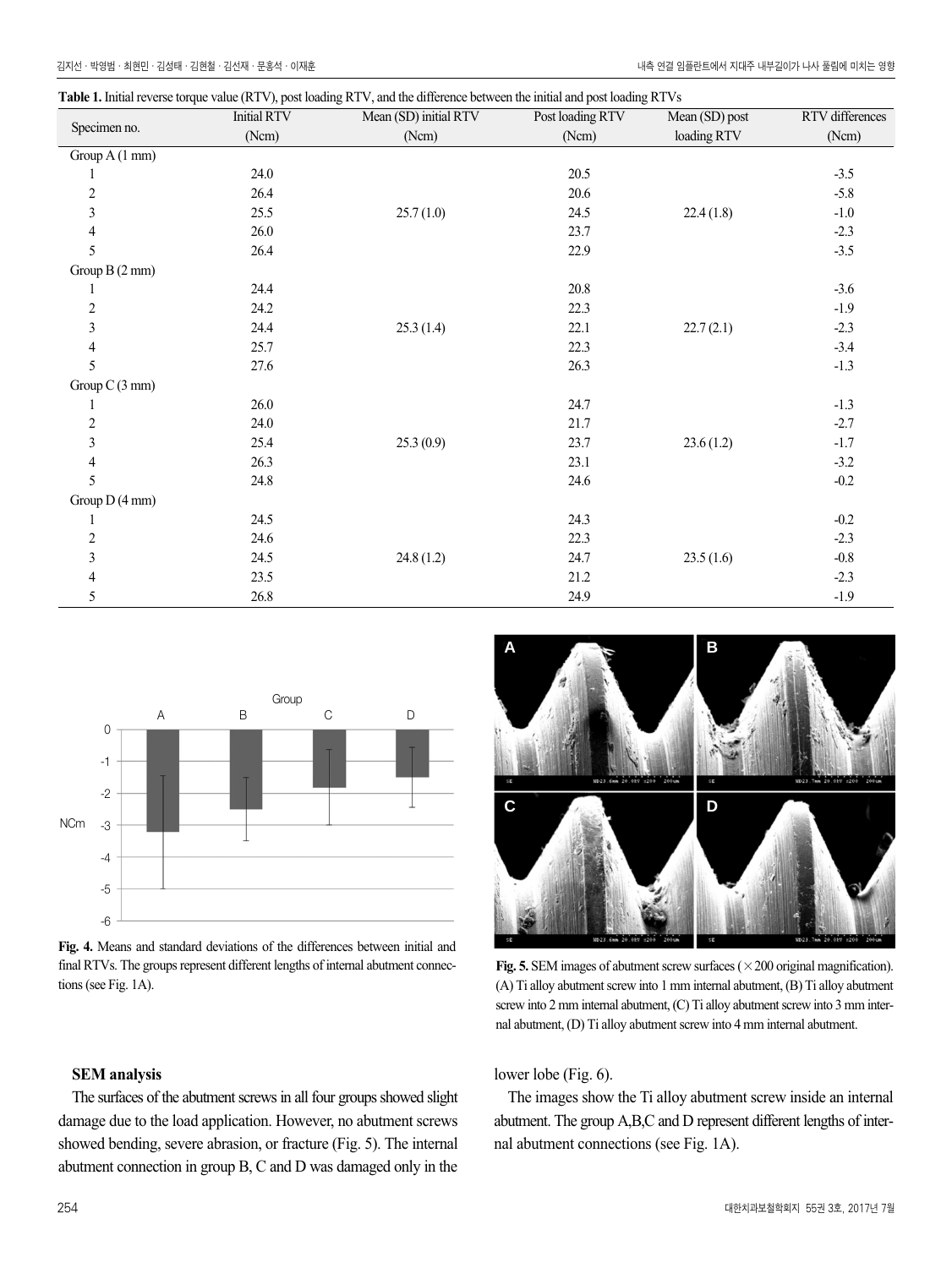**Table 1.** Initial reverse torque value (RTV), post loading RTV, and the difference between the initial and post loading RTVs

| Specimen no. | Initial RTV (Ncm) | Mean (SD) initial RTV (Ncm) | Post loading RTV (Ncm) | Mean (SD) post loading RTV | RTV differences (Ncm) |
|---|---|---|---|---|---|
| Group A (1 mm) | | | | | |
| 1 | 24.0 | | 20.5 | | -3.5 |
| 2 | 26.4 | | 20.6 | | -5.8 |
| 3 | 25.5 | 25.7 (1.0) | 24.5 | 22.4 (1.8) | -1.0 |
| 4 | 26.0 | | 23.7 | | -2.3 |
| 5 | 26.4 | | 22.9 | | -3.5 |
| Group B (2 mm) | | | | | |
| 1 | 24.4 | | 20.8 | | -3.6 |
| 2 | 24.2 | | 22.3 | | -1.9 |
| 3 | 24.4 | 25.3 (1.4) | 22.1 | 22.7 (2.1) | -2.3 |
| 4 | 25.7 | | 22.3 | | -3.4 |
| 5 | 27.6 | | 26.3 | | -1.3 |
| Group C (3 mm) | | | | | |
| 1 | 26.0 | | 24.7 | | -1.3 |
| 2 | 24.0 | | 21.7 | | -2.7 |
| 3 | 25.4 | 25.3 (0.9) | 23.7 | 23.6 (1.2) | -1.7 |
| 4 | 26.3 | | 23.1 | | -3.2 |
| 5 | 24.8 | | 24.6 | | -0.2 |
| Group D (4 mm) | | | | | |
| 1 | 24.5 | | 24.3 | | -0.2 |
| 2 | 24.6 | | 22.3 | | -2.3 |
| 3 | 24.5 | 24.8 (1.2) | 24.7 | 23.5 (1.6) | -0.8 |
| 4 | 23.5 | | 21.2 | | -2.3 |
| 5 | 26.8 | | 24.9 | | -1.9 |

**Fig. 4.** Means and standard deviations of the differences between initial and final RTVs. The groups represent different lengths of internal abutment connections (see Fig. 1A).

**Fig. 5.** SEM images of abutment screw surfaces (×200 original magnification). (A) Ti alloy abutment screw into 1 mm internal abutment, (B) Ti alloy abutment screw into 2 mm internal abutment, (C) Ti alloy abutment screw into 3 mm internal abutment, (D) Ti alloy abutment screw into 4 mm internal abutment.

### SEM analysis

The surfaces of the abutment screws in all four groups showed slight damage due to the load application. However, no abutment screws showed bending, severe abrasion, or fracture (Fig. 5). The internal abutment connection in group B, C and D was damaged only in the lower lobe (Fig. 6).

The images show the Ti alloy abutment screw inside an internal abutment. The group A,B,C and D represent different lengths of internal abutment connections (see Fig. 1A).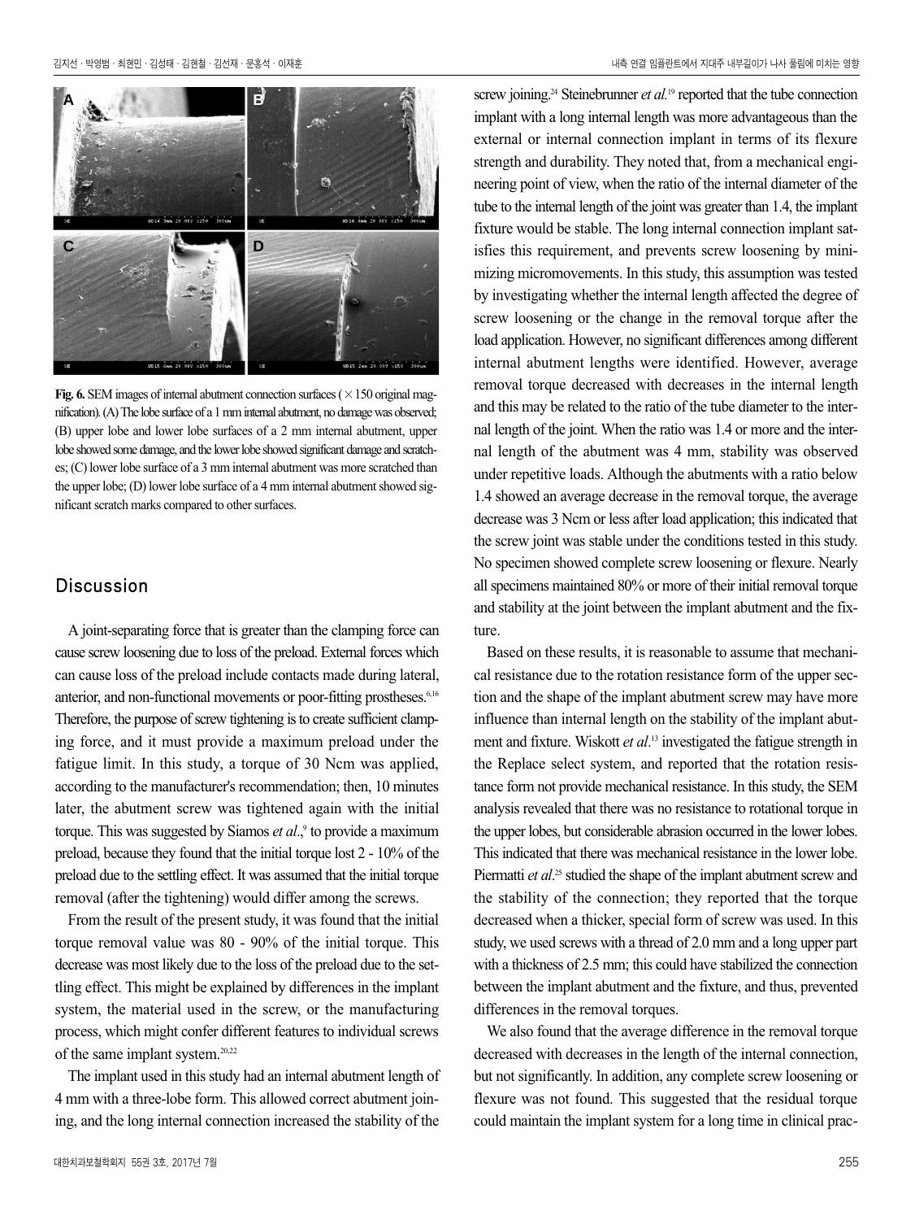Fig. 6. SEM images of internal abutment connection surfaces (×150 original magnification). (A) The lobe surface of a 1 mm internal abutment, no damage was observed; (B) upper lobe and lower lobe surfaces of a 2 mm internal abutment, upper lobe showed some damage, and the lower lobe showed significant damage and scratches; (C) lower lobe surface of a 3 mm internal abutment was more scratched than the upper lobe; (D) lower lobe surface of a 4 mm internal abutment showed significant scratch marks compared to other surfaces.

## Discussion

A joint-separating force that is greater than the clamping force can cause screw loosening due to loss of the preload. External forces which can cause loss of the preload include contacts made during lateral, anterior, and non-functional movements or poor-fitting prostheses.[6,16] Therefore, the purpose of screw tightening is to create sufficient clamping force, and it must provide a maximum preload under the fatigue limit. In this study, a torque of 30 Ncm was applied, according to the manufacturer's recommendation; then, 10 minutes later, the abutment screw was tightened again with the initial torque. This was suggested by Siamos *et al*.,[9] to provide a maximum preload, because they found that the initial torque lost 2 - 10% of the preload due to the settling effect. It was assumed that the initial torque removal (after the tightening) would differ among the screws.

From the result of the present study, it was found that the initial torque removal value was 80 - 90% of the initial torque. This decrease was most likely due to the loss of the preload due to the settling effect. This might be explained by differences in the implant system, the material used in the screw, or the manufacturing process, which might confer different features to individual screws of the same implant system.[20,22]

The implant used in this study had an internal abutment length of 4 mm with a three-lobe form. This allowed correct abutment joining, and the long internal connection increased the stability of the screw joining.[24] Steinebrunner *et al*.[19] reported that the tube connection implant with a long internal length was more advantageous than the external or internal connection implant in terms of its flexure strength and durability. They noted that, from a mechanical engineering point of view, when the ratio of the internal diameter of the tube to the internal length of the joint was greater than 1.4, the implant fixture would be stable. The long internal connection implant satisfies this requirement, and prevents screw loosening by minimizing micromovements. In this study, this assumption was tested by investigating whether the internal length affected the degree of screw loosening or the change in the removal torque after the load application. However, no significant differences among different internal abutment lengths were identified. However, average removal torque decreased with decreases in the internal length and this may be related to the ratio of the tube diameter to the internal length of the joint. When the ratio was 1.4 or more and the internal length of the abutment was 4 mm, stability was observed under repetitive loads. Although the abutments with a ratio below 1.4 showed an average decrease in the removal torque, the average decrease was 3 Ncm or less after load application; this indicated that the screw joint was stable under the conditions tested in this study. No specimen showed complete screw loosening or flexure. Nearly all specimens maintained 80% or more of their initial removal torque and stability at the joint between the implant abutment and the fixture.

Based on these results, it is reasonable to assume that mechanical resistance due to the rotation resistance form of the upper section and the shape of the implant abutment screw may have more influence than internal length on the stability of the implant abutment and fixture. Wiskott *et al*.[13] investigated the fatigue strength in the Replace select system, and reported that the rotation resistance form not provide mechanical resistance. In this study, the SEM analysis revealed that there was no resistance to rotational torque in the upper lobes, but considerable abrasion occurred in the lower lobes. This indicated that there was mechanical resistance in the lower lobe. Piermatti *et al*.[25] studied the shape of the implant abutment screw and the stability of the connection; they reported that the torque decreased when a thicker, special form of screw was used. In this study, we used screws with a thread of 2.0 mm and a long upper part with a thickness of 2.5 mm; this could have stabilized the connection between the implant abutment and the fixture, and thus, prevented differences in the removal torques.

We also found that the average difference in the removal torque decreased with decreases in the length of the internal connection, but not significantly. In addition, any complete screw loosening or flexure was not found. This suggested that the residual torque could maintain the implant system for a long time in clinical prac-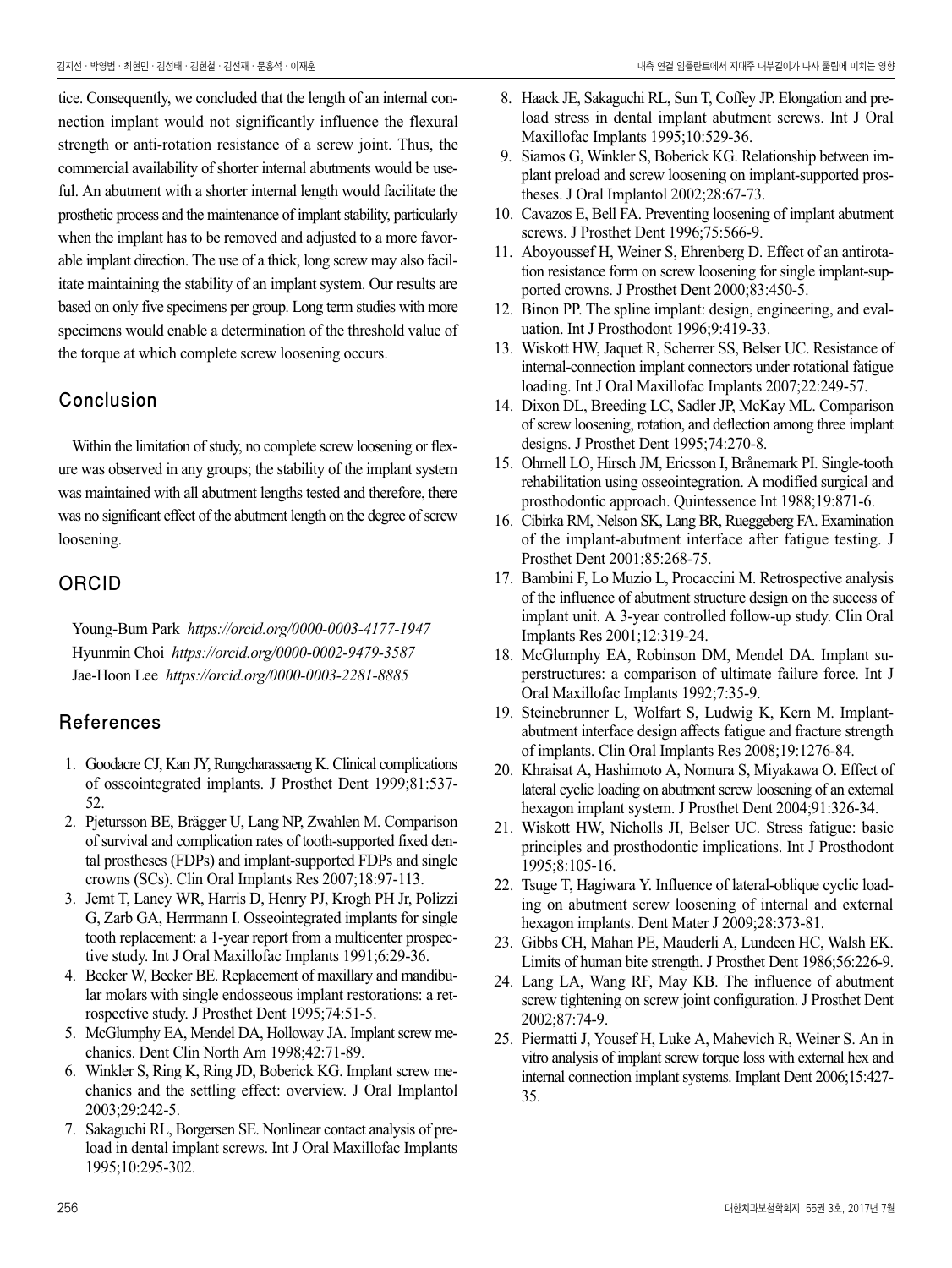tice. Consequently, we concluded that the length of an internal connection implant would not significantly influence the flexural strength or anti-rotation resistance of a screw joint. Thus, the commercial availability of shorter internal abutments would be useful. An abutment with a shorter internal length would facilitate the prosthetic process and the maintenance of implant stability, particularly when the implant has to be removed and adjusted to a more favorable implant direction. The use of a thick, long screw may also facilitate maintaining the stability of an implant system. Our results are based on only five specimens per group. Long term studies with more specimens would enable a determination of the threshold value of the torque at which complete screw loosening occurs.

## Conclusion

Within the limitation of study, no complete screw loosening or flexure was observed in any groups; the stability of the implant system was maintained with all abutment lengths tested and therefore, there was no significant effect of the abutment length on the degree of screw loosening.

## ORCID

Young-Bum Park *https://orcid.org/0000-0003-4177-1947*
Hyunmin Choi *https://orcid.org/0000-0002-9479-3587*
Jae-Hoon Lee *https://orcid.org/0000-0003-2281-8885*

## References

1. Goodacre CJ, Kan JY, Rungcharassaeng K. Clinical complications of osseointegrated implants. J Prosthet Dent 1999;81:537-52.
2. Pjetursson BE, Brägger U, Lang NP, Zwahlen M. Comparison of survival and complication rates of tooth-supported fixed dental prostheses (FDPs) and implant-supported FDPs and single crowns (SCs). Clin Oral Implants Res 2007;18:97-113.
3. Jemt T, Laney WR, Harris D, Henry PJ, Krogh PH Jr, Polizzi G, Zarb GA, Herrmann I. Osseointegrated implants for single tooth replacement: a 1-year report from a multicenter prospective study. Int J Oral Maxillofac Implants 1991;6:29-36.
4. Becker W, Becker BE. Replacement of maxillary and mandibular molars with single endosseous implant restorations: a retrospective study. J Prosthet Dent 1995;74:51-5.
5. McGlumphy EA, Mendel DA, Holloway JA. Implant screw mechanics. Dent Clin North Am 1998;42:71-89.
6. Winkler S, Ring K, Ring JD, Boberick KG. Implant screw mechanics and the settling effect: overview. J Oral Implantol 2003;29:242-5.
7. Sakaguchi RL, Borgersen SE. Nonlinear contact analysis of preload in dental implant screws. Int J Oral Maxillofac Implants 1995;10:295-302.
8. Haack JE, Sakaguchi RL, Sun T, Coffey JP. Elongation and preload stress in dental implant abutment screws. Int J Oral Maxillofac Implants 1995;10:529-36.
9. Siamos G, Winkler S, Boberick KG. Relationship between implant preload and screw loosening on implant-supported prostheses. J Oral Implantol 2002;28:67-73.
10. Cavazos E, Bell FA. Preventing loosening of implant abutment screws. J Prosthet Dent 1996;75:566-9.
11. Aboyoussef H, Weiner S, Ehrenberg D. Effect of an antirotation resistance form on screw loosening for single implant-supported crowns. J Prosthet Dent 2000;83:450-5.
12. Binon PP. The spline implant: design, engineering, and evaluation. Int J Prosthodont 1996;9:419-33.
13. Wiskott HW, Jaquet R, Scherrer SS, Belser UC. Resistance of internal-connection implant connectors under rotational fatigue loading. Int J Oral Maxillofac Implants 2007;22:249-57.
14. Dixon DL, Breeding LC, Sadler JP, McKay ML. Comparison of screw loosening, rotation, and deflection among three implant designs. J Prosthet Dent 1995;74:270-8.
15. Ohrnell LO, Hirsch JM, Ericsson I, Brånemark PI. Single-tooth rehabilitation using osseointegration. A modified surgical and prosthodontic approach. Quintessence Int 1988;19:871-6.
16. Cibirka RM, Nelson SK, Lang BR, Rueggeberg FA. Examination of the implant-abutment interface after fatigue testing. J Prosthet Dent 2001;85:268-75.
17. Bambini F, Lo Muzio L, Procaccini M. Retrospective analysis of the influence of abutment structure design on the success of implant unit. A 3-year controlled follow-up study. Clin Oral Implants Res 2001;12:319-24.
18. McGlumphy EA, Robinson DM, Mendel DA. Implant superstructures: a comparison of ultimate failure force. Int J Oral Maxillofac Implants 1992;7:35-9.
19. Steinebrunner L, Wolfart S, Ludwig K, Kern M. Implant-abutment interface design affects fatigue and fracture strength of implants. Clin Oral Implants Res 2008;19:1276-84.
20. Khraisat A, Hashimoto A, Nomura S, Miyakawa O. Effect of lateral cyclic loading on abutment screw loosening of an external hexagon implant system. J Prosthet Dent 2004;91:326-34.
21. Wiskott HW, Nicholls JI, Belser UC. Stress fatigue: basic principles and prosthodontic implications. Int J Prosthodont 1995;8:105-16.
22. Tsuge T, Hagiwara Y. Influence of lateral-oblique cyclic loading on abutment screw loosening of internal and external hexagon implants. Dent Mater J 2009;28:373-81.
23. Gibbs CH, Mahan PE, Mauderli A, Lundeen HC, Walsh EK. Limits of human bite strength. J Prosthet Dent 1986;56:226-9.
24. Lang LA, Wang RF, May KB. The influence of abutment screw tightening on screw joint configuration. J Prosthet Dent 2002;87:74-9.
25. Piermatti J, Yousef H, Luke A, Mahevich R, Weiner S. An in vitro analysis of implant screw torque loss with external hex and internal connection implant systems. Implant Dent 2006;15:427-35.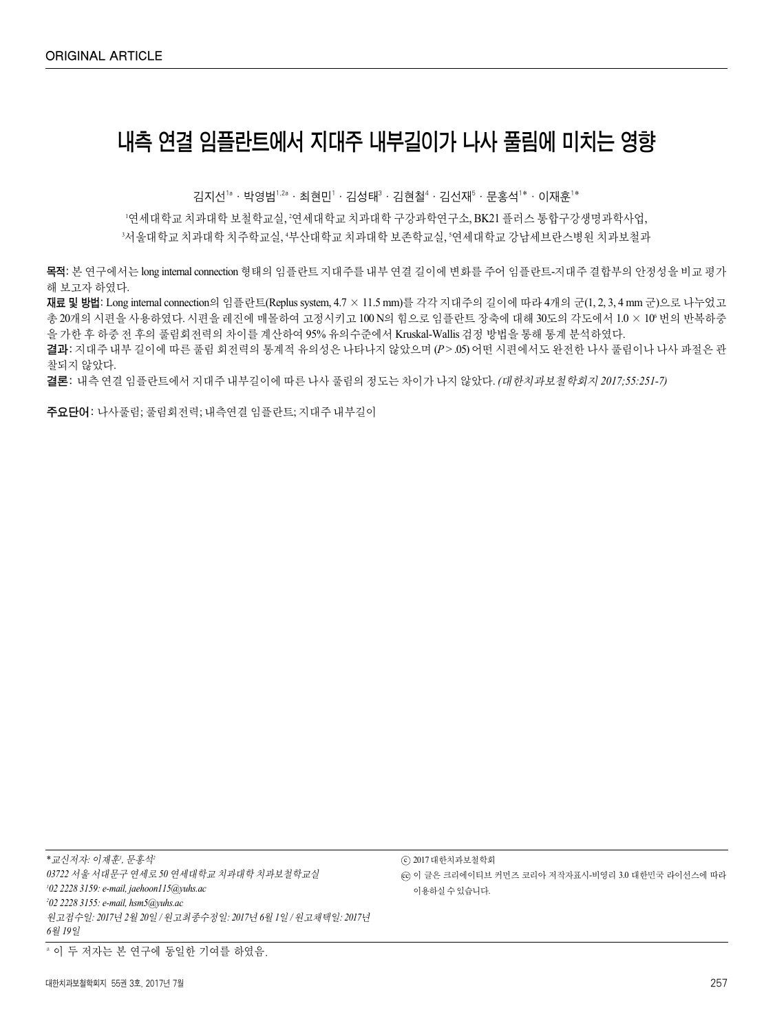ORIGINAL ARTICLE

# 내측 연결 임플란트에서 지대주 내부길이가 나사 풀림에 미치는 영향

김지선[1a] · 박영범[1,2a] · 최현민[1] · 김성태[3] · 김현철[4] · 김선재[5] · 문홍석[1*] · 이재훈[1*]

[1]연세대학교 치과대학 보철학교실, [2]연세대학교 치과대학 구강과학연구소, BK21 플러스 통합구강생명과학사업, [3]서울대학교 치과대학 치주학교실, [4]부산대학교 치과대학 보존학교실, [5]연세대학교 강남세브란스병원 치과보철과

**목적**: 본 연구에서는 long internal connection 형태의 임플란트 지대주를 내부 연결 길이에 변화를 주어 임플란트-지대주 결합부의 안정성을 비교 평가해 보고자 하였다.

**재료 및 방법**: Long internal connection의 임플란트(Replus system, 4.7 × 11.5 mm)를 각각 지대주의 길이에 따라 4개의 군(1, 2, 3, 4 mm 군)으로 나누었고 총 20개의 시편을 사용하였다. 시편을 레진에 매몰하여 고정시키고 100 N의 힘으로 임플란트 장축에 대해 30도의 각도에서 $1.0 \times 10^6$ 번의 반복하중을 가한 후 하중 전 후의 풀림회전력의 차이를 계산하여 95% 유의수준에서 Kruskal-Wallis 검정 방법을 통해 통계 분석하였다.

**결과**: 지대주 내부 길이에 따른 풀림 회전력의 통계적 유의성은 나타나지 않았으며 ($P > .05$) 어떤 시편에서도 완전한 나사 풀림이나 나사 파절은 관찰되지 않았다.

**결론**: 내측 연결 임플란트에서 지대주 내부길이에 따른 나사 풀림의 정도는 차이가 나지 않았다. *(대한치과보철학회지 2017;55:251-7)*

**주요단어**: 나사풀림; 풀림회전력; 내측연결 임플란트; 지대주 내부길이

*교신저자: 이재훈[1], 문홍석[2]
*03722 서울 서대문구 연세로 50 연세대학교 치과대학 치과보철학교실*
*[1]02 2228 3159: e-mail, jaehoon115@yuhs.ac*
*[2]02 2228 3155: e-mail, hsm5@yuhs.ac*
*원고접수일: 2017년 2월 20일 / 원고최종수정일: 2017년 6월 1일 / 원고채택일: 2017년 6월 19일*

ⓒ 2017 대한치과보철학회
ⓒ 이 글은 크리에이티브 커먼즈 코리아 저작자표시-비영리 3.0 대한민국 라이선스에 따라 이용하실 수 있습니다.

[a] 이 두 저자는 본 연구에 동일한 기여를 하였음.